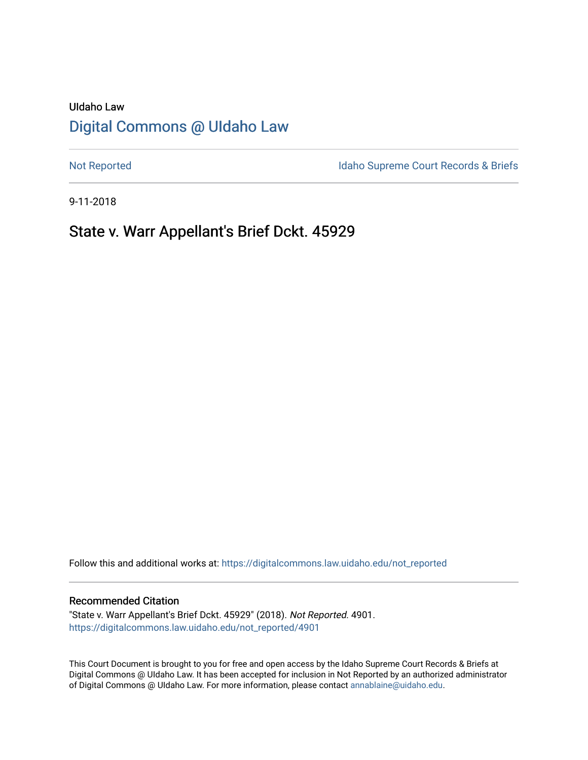UIdaho Law

# Digital Commons @ UIdaho Law

Not Reported

Idaho Supreme Court Records & Briefs

9-11-2018

## State v. Warr Appellant's Brief Dckt. 45929

Follow this and additional works at: https://digitalcommons.law.uidaho.edu/not_reported

### Recommended Citation

"State v. Warr Appellant's Brief Dckt. 45929" (2018). *Not Reported*. 4901.
https://digitalcommons.law.uidaho.edu/not_reported/4901

This Court Document is brought to you for free and open access by the Idaho Supreme Court Records & Briefs at Digital Commons @ UIdaho Law. It has been accepted for inclusion in Not Reported by an authorized administrator of Digital Commons @ UIdaho Law. For more information, please contact annablaine@uidaho.edu.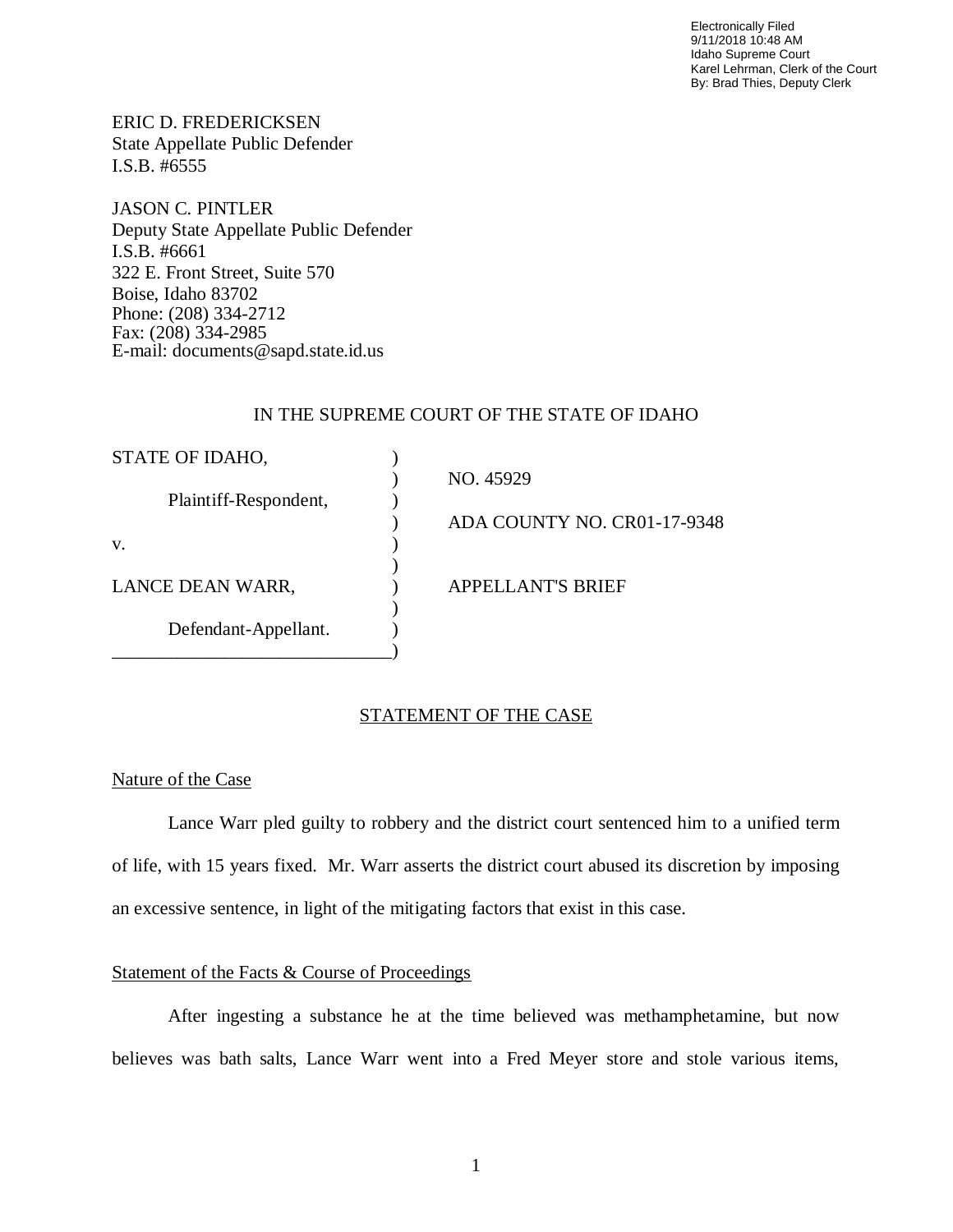Electronically Filed
9/11/2018 10:48 AM
Idaho Supreme Court
Karel Lehrman, Clerk of the Court
By: Brad Thies, Deputy Clerk

ERIC D. FREDERICKSEN
State Appellate Public Defender
I.S.B. #6555

JASON C. PINTLER
Deputy State Appellate Public Defender
I.S.B. #6661
322 E. Front Street, Suite 570
Boise, Idaho 83702
Phone: (208) 334-2712
Fax: (208) 334-2985
E-mail: documents@sapd.state.id.us

IN THE SUPREME COURT OF THE STATE OF IDAHO

| | | |
|---|---|---|
| STATE OF IDAHO, | ) | |
| | ) | NO. 45929 |
| Plaintiff-Respondent, | ) | |
| | ) | ADA COUNTY NO. CR01-17-9348 |
| v. | ) | |
| | ) | |
| LANCE DEAN WARR, | ) | APPELLANT'S BRIEF |
| | ) | |
| Defendant-Appellant. | ) | |

## STATEMENT OF THE CASE

### Nature of the Case

Lance Warr pled guilty to robbery and the district court sentenced him to a unified term of life, with 15 years fixed. Mr. Warr asserts the district court abused its discretion by imposing an excessive sentence, in light of the mitigating factors that exist in this case.

### Statement of the Facts & Course of Proceedings

After ingesting a substance he at the time believed was methamphetamine, but now believes was bath salts, Lance Warr went into a Fred Meyer store and stole various items,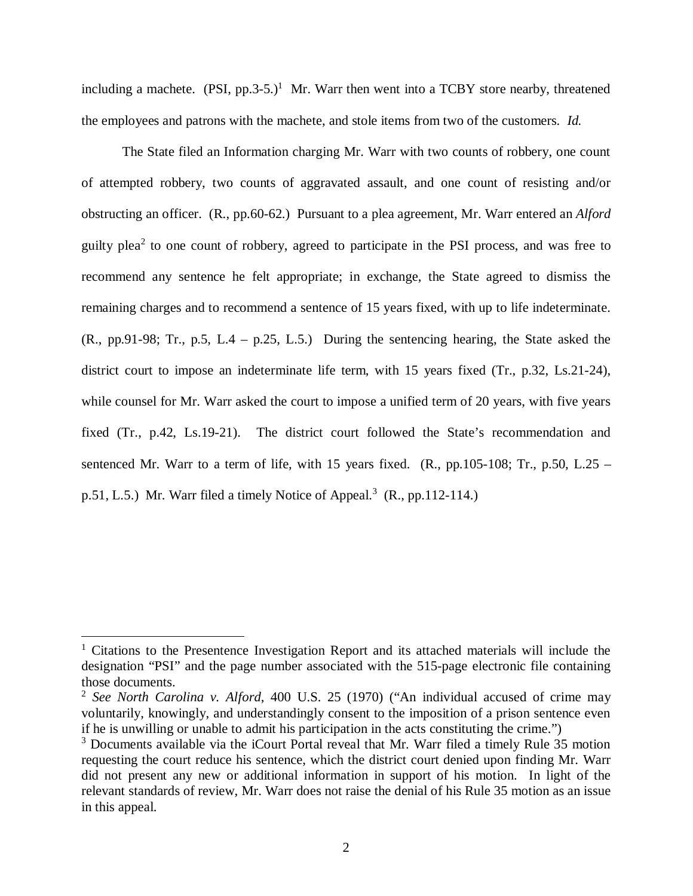including a machete. (PSI, pp.3-5.)[1] Mr. Warr then went into a TCBY store nearby, threatened the employees and patrons with the machete, and stole items from two of the customers. *Id.*

The State filed an Information charging Mr. Warr with two counts of robbery, one count of attempted robbery, two counts of aggravated assault, and one count of resisting and/or obstructing an officer. (R., pp.60-62.) Pursuant to a plea agreement, Mr. Warr entered an *Alford* guilty plea[2] to one count of robbery, agreed to participate in the PSI process, and was free to recommend any sentence he felt appropriate; in exchange, the State agreed to dismiss the remaining charges and to recommend a sentence of 15 years fixed, with up to life indeterminate. (R., pp.91-98; Tr., p.5, L.4 – p.25, L.5.) During the sentencing hearing, the State asked the district court to impose an indeterminate life term, with 15 years fixed (Tr., p.32, Ls.21-24), while counsel for Mr. Warr asked the court to impose a unified term of 20 years, with five years fixed (Tr., p.42, Ls.19-21). The district court followed the State's recommendation and sentenced Mr. Warr to a term of life, with 15 years fixed. (R., pp.105-108; Tr., p.50, L.25 – p.51, L.5.) Mr. Warr filed a timely Notice of Appeal.[3] (R., pp.112-114.)

---

[1] Citations to the Presentence Investigation Report and its attached materials will include the designation "PSI" and the page number associated with the 515-page electronic file containing those documents.

[2] *See North Carolina v. Alford*, 400 U.S. 25 (1970) ("An individual accused of crime may voluntarily, knowingly, and understandingly consent to the imposition of a prison sentence even if he is unwilling or unable to admit his participation in the acts constituting the crime.")

[3] Documents available via the iCourt Portal reveal that Mr. Warr filed a timely Rule 35 motion requesting the court reduce his sentence, which the district court denied upon finding Mr. Warr did not present any new or additional information in support of his motion. In light of the relevant standards of review, Mr. Warr does not raise the denial of his Rule 35 motion as an issue in this appeal.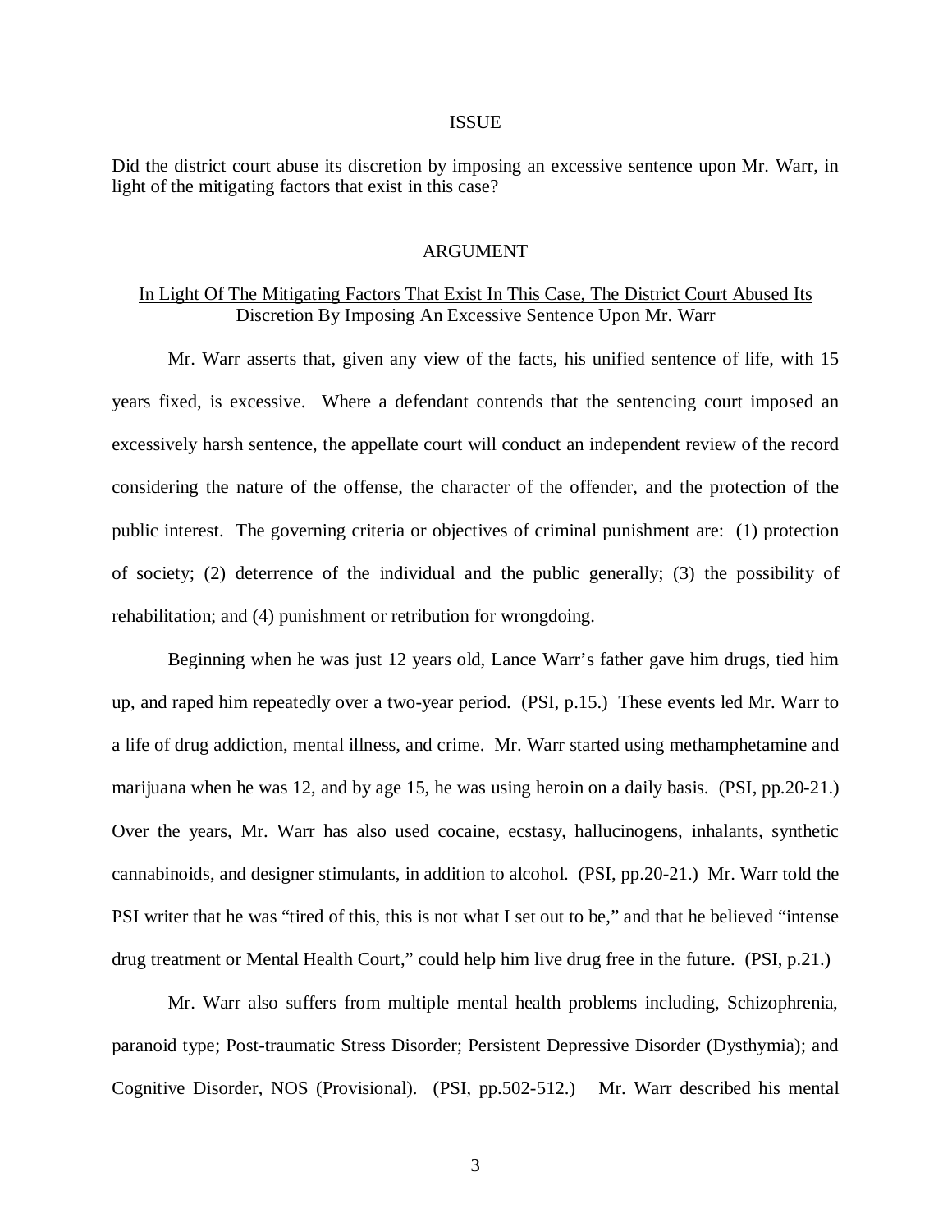## ISSUE

Did the district court abuse its discretion by imposing an excessive sentence upon Mr. Warr, in light of the mitigating factors that exist in this case?

## ARGUMENT

### In Light Of The Mitigating Factors That Exist In This Case, The District Court Abused Its Discretion By Imposing An Excessive Sentence Upon Mr. Warr

Mr. Warr asserts that, given any view of the facts, his unified sentence of life, with 15 years fixed, is excessive. Where a defendant contends that the sentencing court imposed an excessively harsh sentence, the appellate court will conduct an independent review of the record considering the nature of the offense, the character of the offender, and the protection of the public interest. The governing criteria or objectives of criminal punishment are: (1) protection of society; (2) deterrence of the individual and the public generally; (3) the possibility of rehabilitation; and (4) punishment or retribution for wrongdoing.

Beginning when he was just 12 years old, Lance Warr's father gave him drugs, tied him up, and raped him repeatedly over a two-year period. (PSI, p.15.) These events led Mr. Warr to a life of drug addiction, mental illness, and crime. Mr. Warr started using methamphetamine and marijuana when he was 12, and by age 15, he was using heroin on a daily basis. (PSI, pp.20-21.) Over the years, Mr. Warr has also used cocaine, ecstasy, hallucinogens, inhalants, synthetic cannabinoids, and designer stimulants, in addition to alcohol. (PSI, pp.20-21.) Mr. Warr told the PSI writer that he was "tired of this, this is not what I set out to be," and that he believed "intense drug treatment or Mental Health Court," could help him live drug free in the future. (PSI, p.21.)

Mr. Warr also suffers from multiple mental health problems including, Schizophrenia, paranoid type; Post-traumatic Stress Disorder; Persistent Depressive Disorder (Dysthymia); and Cognitive Disorder, NOS (Provisional). (PSI, pp.502-512.) Mr. Warr described his mental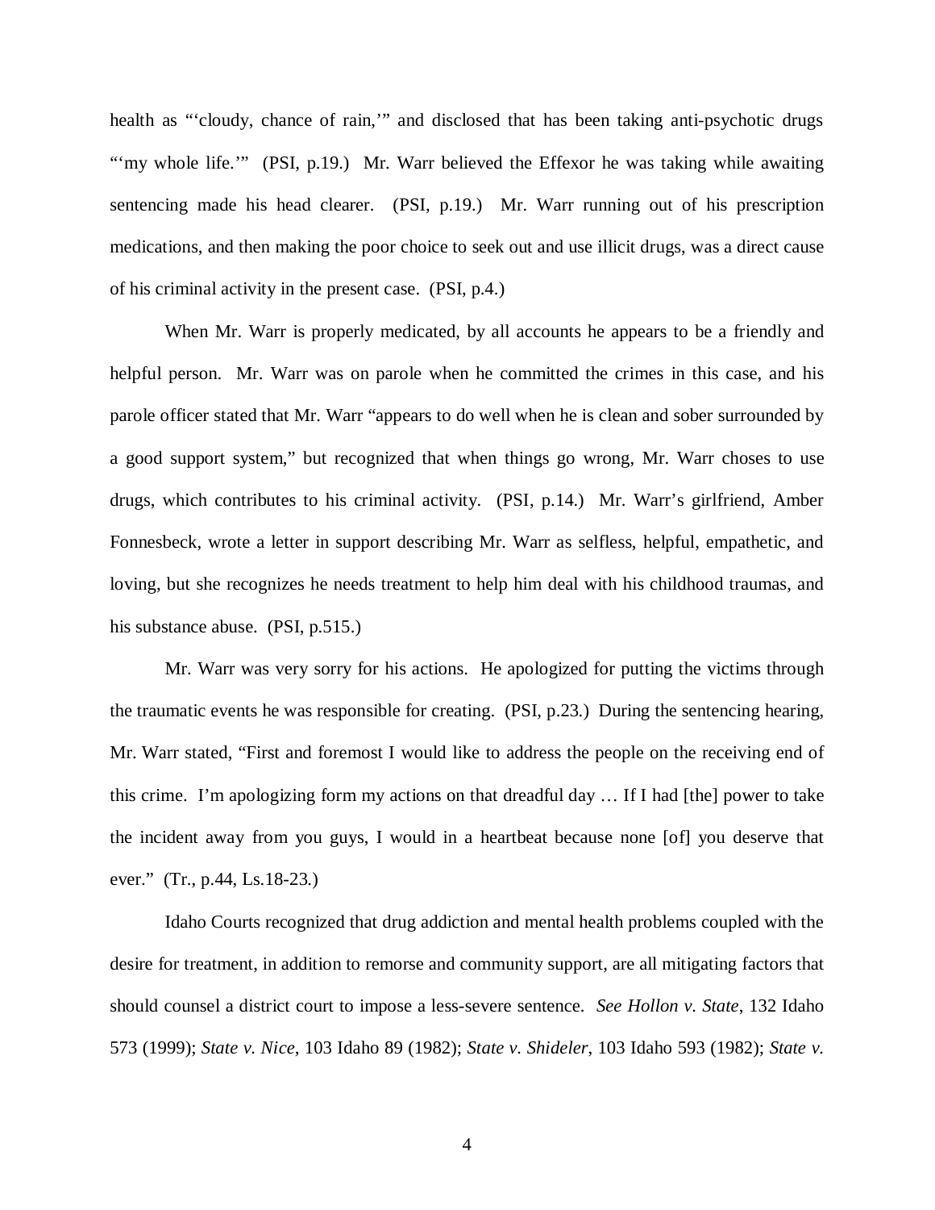health as "'cloudy, chance of rain,'" and disclosed that has been taking anti-psychotic drugs "'my whole life.'" (PSI, p.19.) Mr. Warr believed the Effexor he was taking while awaiting sentencing made his head clearer. (PSI, p.19.) Mr. Warr running out of his prescription medications, and then making the poor choice to seek out and use illicit drugs, was a direct cause of his criminal activity in the present case. (PSI, p.4.)

When Mr. Warr is properly medicated, by all accounts he appears to be a friendly and helpful person. Mr. Warr was on parole when he committed the crimes in this case, and his parole officer stated that Mr. Warr "appears to do well when he is clean and sober surrounded by a good support system," but recognized that when things go wrong, Mr. Warr choses to use drugs, which contributes to his criminal activity. (PSI, p.14.) Mr. Warr's girlfriend, Amber Fonnesbeck, wrote a letter in support describing Mr. Warr as selfless, helpful, empathetic, and loving, but she recognizes he needs treatment to help him deal with his childhood traumas, and his substance abuse. (PSI, p.515.)

Mr. Warr was very sorry for his actions. He apologized for putting the victims through the traumatic events he was responsible for creating. (PSI, p.23.) During the sentencing hearing, Mr. Warr stated, "First and foremost I would like to address the people on the receiving end of this crime. I'm apologizing form my actions on that dreadful day … If I had [the] power to take the incident away from you guys, I would in a heartbeat because none [of] you deserve that ever." (Tr., p.44, Ls.18-23.)

Idaho Courts recognized that drug addiction and mental health problems coupled with the desire for treatment, in addition to remorse and community support, are all mitigating factors that should counsel a district court to impose a less-severe sentence. *See Hollon v. State*, 132 Idaho 573 (1999); *State v. Nice*, 103 Idaho 89 (1982); *State v. Shideler*, 103 Idaho 593 (1982); *State v.*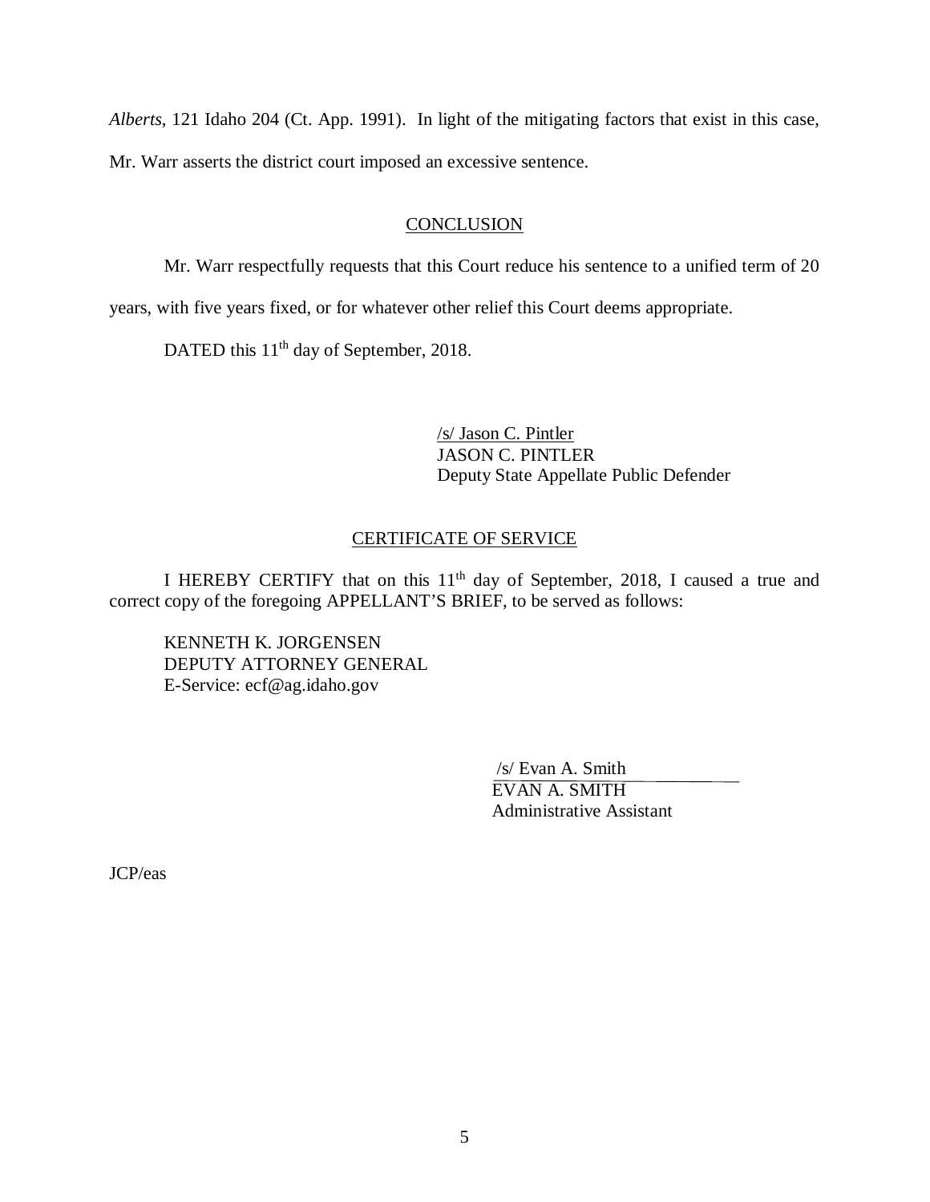*Alberts*, 121 Idaho 204 (Ct. App. 1991). In light of the mitigating factors that exist in this case, Mr. Warr asserts the district court imposed an excessive sentence.

## CONCLUSION

Mr. Warr respectfully requests that this Court reduce his sentence to a unified term of 20 years, with five years fixed, or for whatever other relief this Court deems appropriate.

DATED this 11th day of September, 2018.

/s/ Jason C. Pintler
JASON C. PINTLER
Deputy State Appellate Public Defender

## CERTIFICATE OF SERVICE

I HEREBY CERTIFY that on this 11th day of September, 2018, I caused a true and correct copy of the foregoing APPELLANT'S BRIEF, to be served as follows:

KENNETH K. JORGENSEN
DEPUTY ATTORNEY GENERAL
E-Service: ecf@ag.idaho.gov

/s/ Evan A. Smith
EVAN A. SMITH
Administrative Assistant

JCP/eas